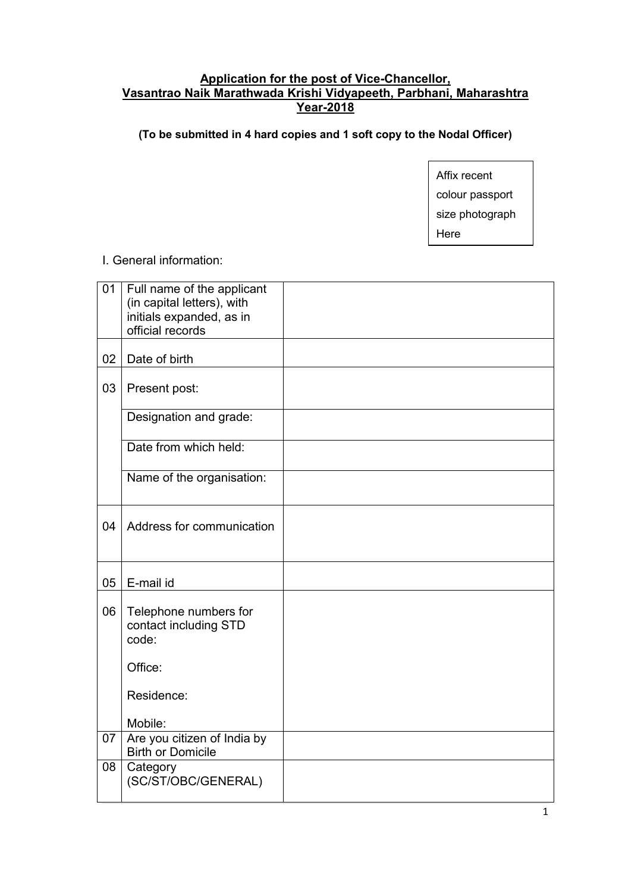**Application for the post of Vice-Chancellor,**
**Vasantrao Naik Marathwada Krishi Vidyapeeth, Parbhani, Maharashtra**
**Year-2018**

**(To be submitted in 4 hard copies and 1 soft copy to the Nodal Officer)**

| Affix recent colour passport size photograph Here |
|---|

I. General information:

| | | |
|---|---|---|
| 01 | Full name of the applicant (in capital letters), with initials expanded, as in official records | |
| 02 | Date of birth | |
| 03 | Present post: | |
| | Designation and grade: | |
| | Date from which held: | |
| | Name of the organisation: | |
| 04 | Address for communication | |
| 05 | E-mail id | |
| 06 | Telephone numbers for contact including STD code:<br><br>Office:<br><br>Residence:<br><br>Mobile: | |
| 07 | Are you citizen of India by Birth or Domicile | |
| 08 | Category (SC/ST/OBC/GENERAL) | |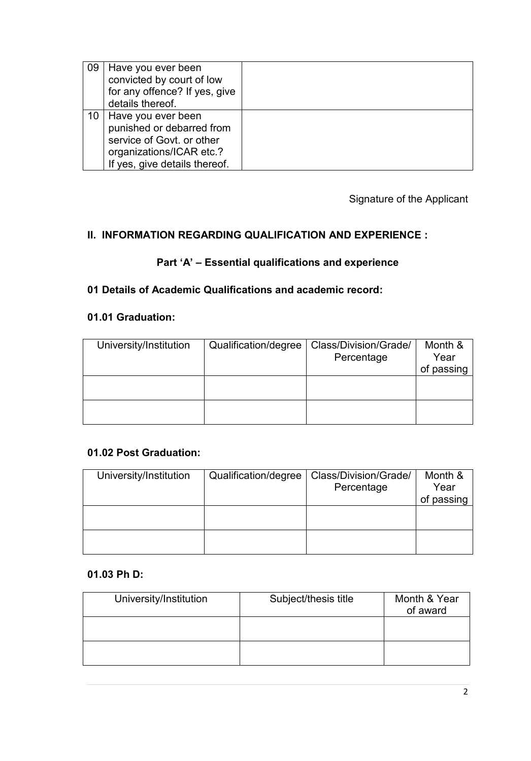| 09 | Have you ever been convicted by court of low for any offence? If yes, give details thereof. | |
|---|---|---|
| 10 | Have you ever been punished or debarred from service of Govt. or other organizations/ICAR etc.? If yes, give details thereof. | |

Signature of the Applicant

## II. INFORMATION REGARDING QUALIFICATION AND EXPERIENCE :

### Part ‘A’ – Essential qualifications and experience

### 01 Details of Academic Qualifications and academic record:

#### 01.01 Graduation:

| University/Institution | Qualification/degree | Class/Division/Grade/ Percentage | Month & Year of passing |
|---|---|---|---|
| | | | |
| | | | |

#### 01.02 Post Graduation:

| University/Institution | Qualification/degree | Class/Division/Grade/ Percentage | Month & Year of passing |
|---|---|---|---|
| | | | |
| | | | |

#### 01.03 Ph D:

| University/Institution | Subject/thesis title | Month & Year of award |
|---|---|---|
| | | |
| | | |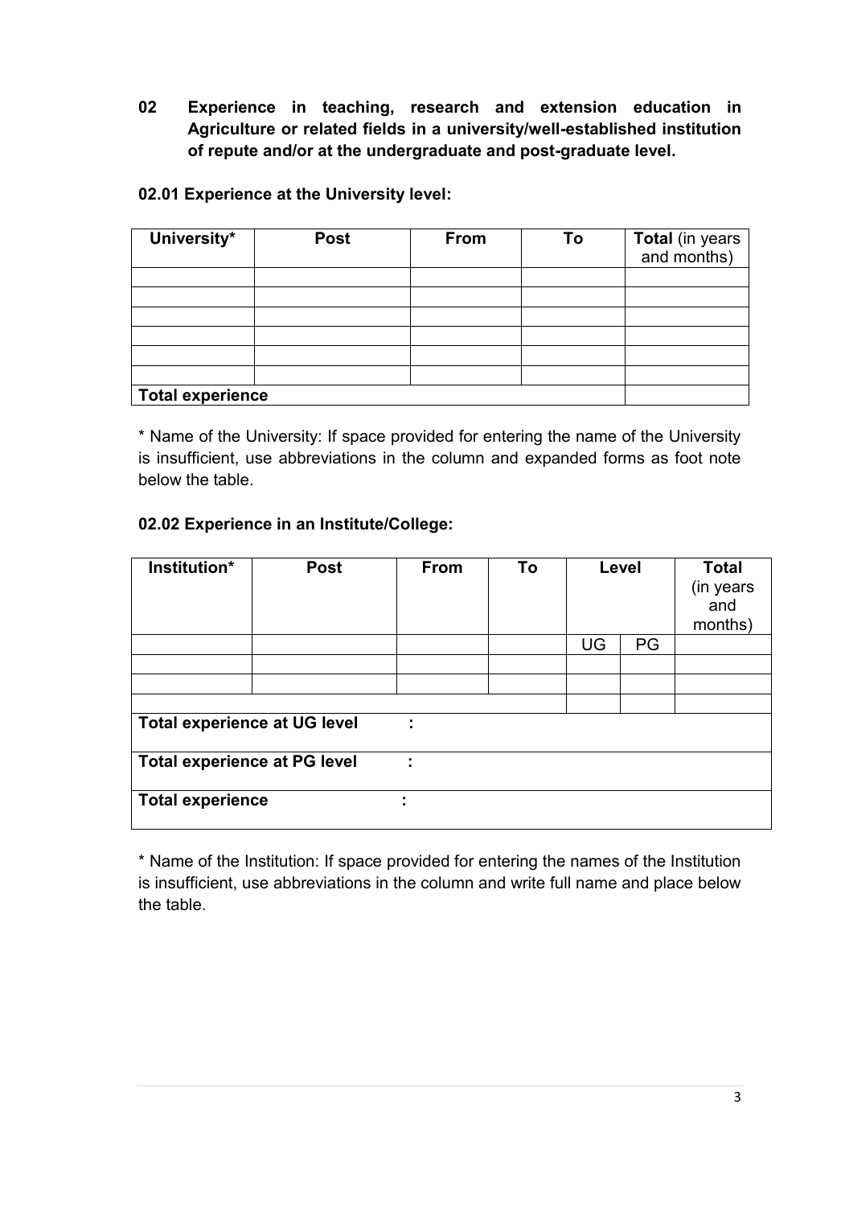**02 Experience in teaching, research and extension education in Agriculture or related fields in a university/well-established institution of repute and/or at the undergraduate and post-graduate level.**

**02.01 Experience at the University level:**

| University* | Post | From | To | **Total** (in years and months) |
|---|---|---|---|---|
| | | | | |
| | | | | |
| | | | | |
| | | | | |
| | | | | |
| | | | | |
| **Total experience** | | | | |

* Name of the University: If space provided for entering the name of the University is insufficient, use abbreviations in the column and expanded forms as foot note below the table.

**02.02 Experience in an Institute/College:**

| Institution* | Post | From | To | Level | | Total (in years and months) |
|---|---|---|---|---|---|---|
| | | | | UG | PG | |
| | | | | | | |
| | | | | | | |
| | | | | | | |
| **Total experience at UG level** | : | | | | | |
| **Total experience at PG level** | : | | | | | |
| **Total experience** | : | | | | | |

* Name of the Institution: If space provided for entering the names of the Institution is insufficient, use abbreviations in the column and write full name and place below the table.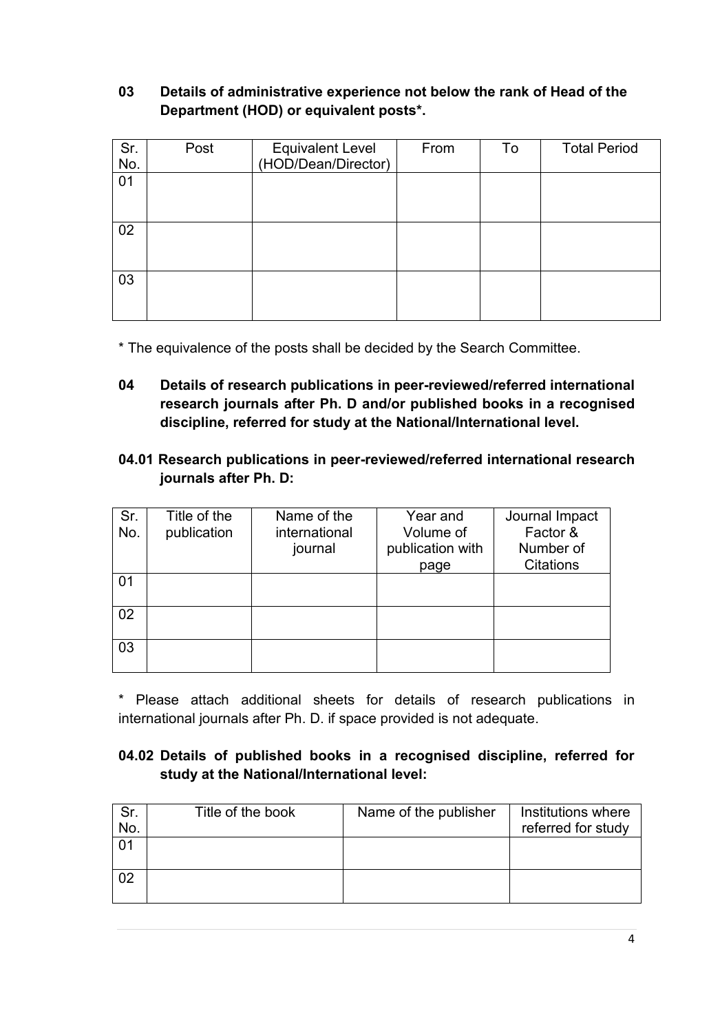**03 Details of administrative experience not below the rank of Head of the Department (HOD) or equivalent posts*.**

| Sr. No. | Post | Equivalent Level (HOD/Dean/Director) | From | To | Total Period |
|---|---|---|---|---|---|
| 01 | | | | | |
| 02 | | | | | |
| 03 | | | | | |

* The equivalence of the posts shall be decided by the Search Committee.

**04 Details of research publications in peer-reviewed/referred international research journals after Ph. D and/or published books in a recognised discipline, referred for study at the National/International level.**

**04.01 Research publications in peer-reviewed/referred international research journals after Ph. D:**

| Sr. No. | Title of the publication | Name of the international journal | Year and Volume of publication with page | Journal Impact Factor & Number of Citations |
|---|---|---|---|---|
| 01 | | | | |
| 02 | | | | |
| 03 | | | | |

* Please attach additional sheets for details of research publications in international journals after Ph. D. if space provided is not adequate.

**04.02 Details of published books in a recognised discipline, referred for study at the National/International level:**

| Sr. No. | Title of the book | Name of the publisher | Institutions where referred for study |
|---|---|---|---|
| 01 | | | |
| 02 | | | |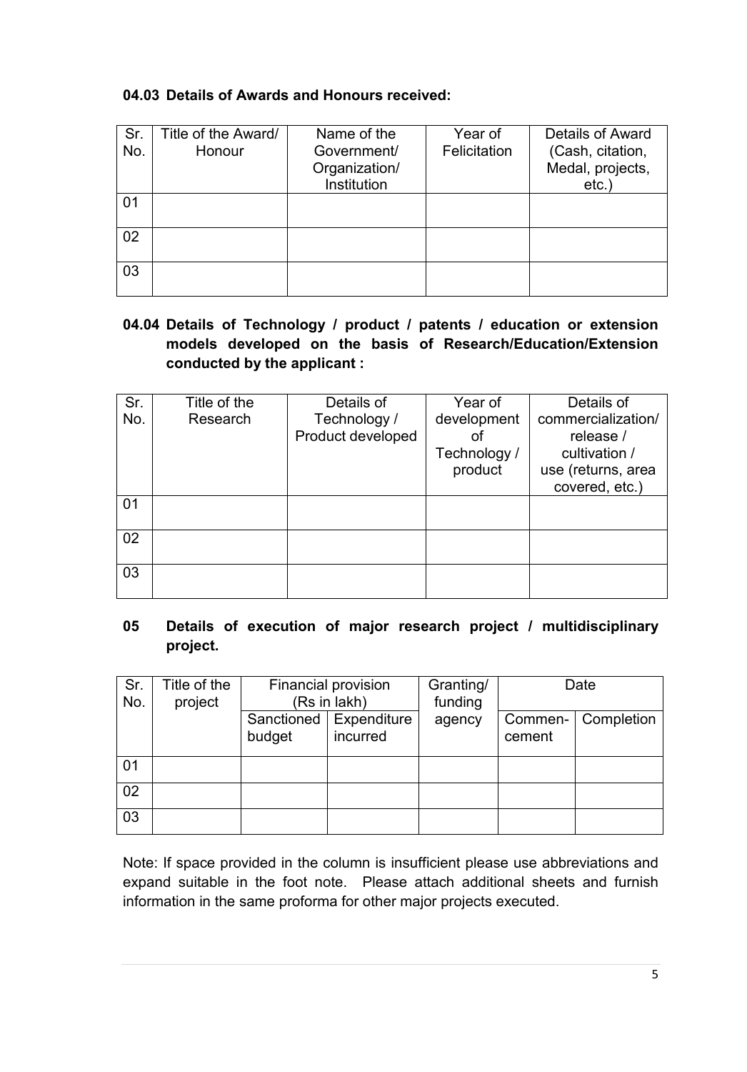### 04.03 Details of Awards and Honours received:

| Sr. No. | Title of the Award/ Honour | Name of the Government/ Organization/ Institution | Year of Felicitation | Details of Award (Cash, citation, Medal, projects, etc.) |
|---|---|---|---|---|
| 01 | | | | |
| 02 | | | | |
| 03 | | | | |

### 04.04 Details of Technology / product / patents / education or extension models developed on the basis of Research/Education/Extension conducted by the applicant :

| Sr. No. | Title of the Research | Details of Technology / Product developed | Year of development of Technology / product | Details of commercialization/ release / cultivation / use (returns, area covered, etc.) |
|---|---|---|---|---|
| 01 | | | | |
| 02 | | | | |
| 03 | | | | |

## 05 Details of execution of major research project / multidisciplinary project.

| Sr. No. | Title of the project | Financial provision (Rs in lakh) | | Granting/ funding agency | Date | |
|---|---|---|---|---|---|---|
| | | Sanctioned budget | Expenditure incurred | | Commen-cement | Completion |
| 01 | | | | | | |
| 02 | | | | | | |
| 03 | | | | | | |

Note: If space provided in the column is insufficient please use abbreviations and expand suitable in the foot note. Please attach additional sheets and furnish information in the same proforma for other major projects executed.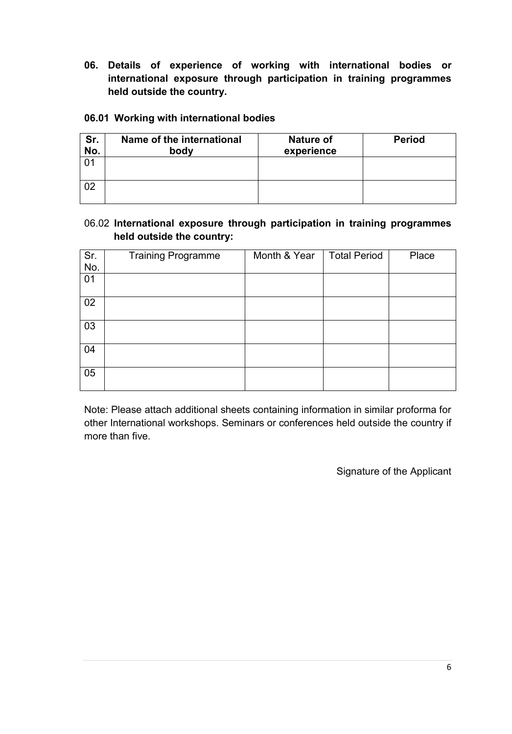**06. Details of experience of working with international bodies or international exposure through participation in training programmes held outside the country.**

**06.01 Working with international bodies**

| **Sr. No.** | **Name of the international body** | **Nature of experience** | **Period** |
|---|---|---|---|
| 01 | | | |
| 02 | | | |

06.02 **International exposure through participation in training programmes held outside the country:**

| Sr. No. | Training Programme | Month & Year | Total Period | Place |
|---|---|---|---|---|
| 01 | | | | |
| 02 | | | | |
| 03 | | | | |
| 04 | | | | |
| 05 | | | | |

Note: Please attach additional sheets containing information in similar proforma for other International workshops. Seminars or conferences held outside the country if more than five.

Signature of the Applicant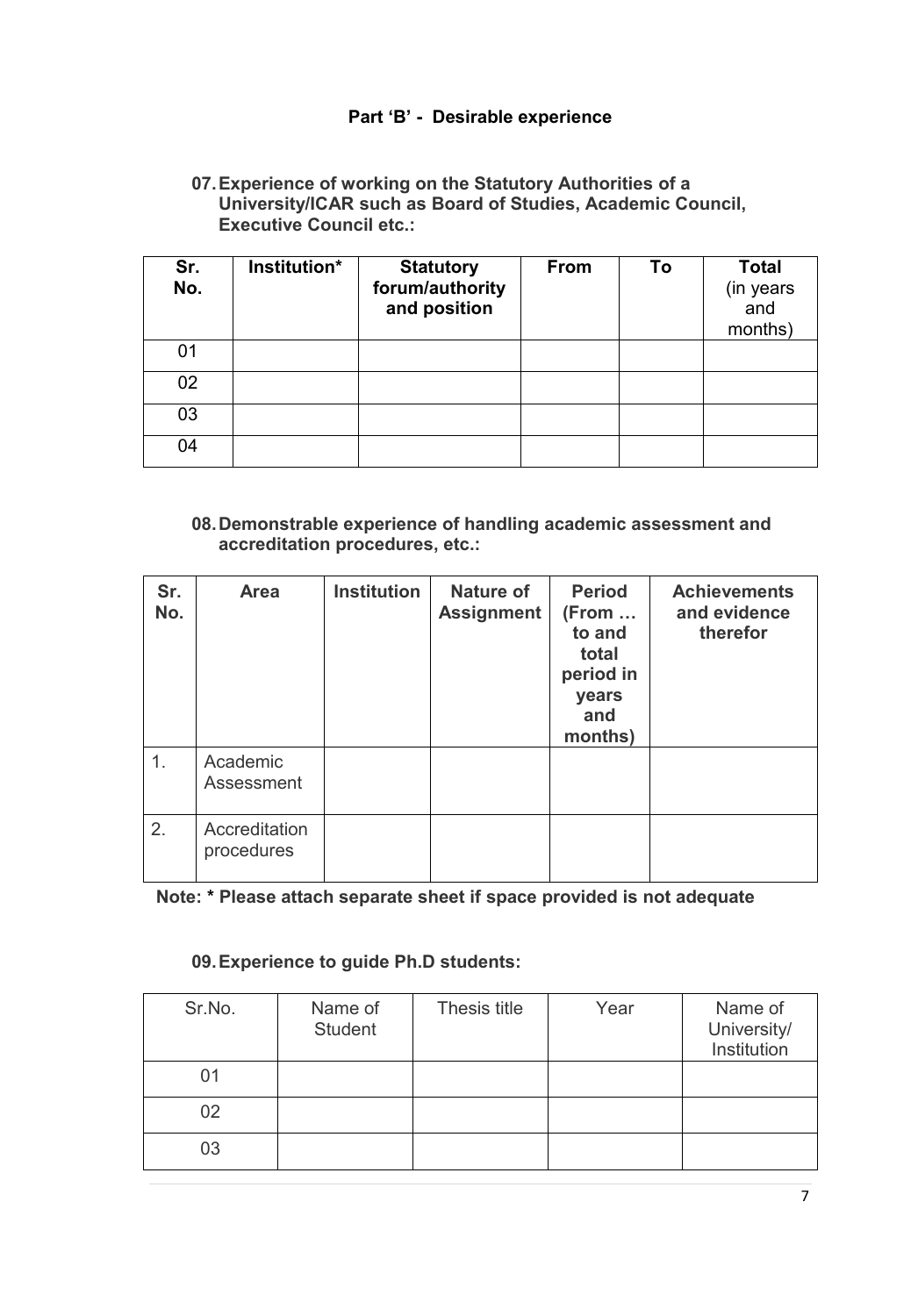## Part 'B' - Desirable experience

**07. Experience of working on the Statutory Authorities of a University/ICAR such as Board of Studies, Academic Council, Executive Council etc.:**

| Sr. No. | Institution* | Statutory forum/authority and position | From | To | Total (in years and months) |
|---|---|---|---|---|---|
| 01 | | | | | |
| 02 | | | | | |
| 03 | | | | | |
| 04 | | | | | |

**08. Demonstrable experience of handling academic assessment and accreditation procedures, etc.:**

| Sr. No. | Area | Institution | Nature of Assignment | Period (From … to and total period in years and months) | Achievements and evidence therefor |
|---|---|---|---|---|---|
| 1. | Academic Assessment | | | | |
| 2. | Accreditation procedures | | | | |

**Note: * Please attach separate sheet if space provided is not adequate**

**09. Experience to guide Ph.D students:**

| Sr.No. | Name of Student | Thesis title | Year | Name of University/ Institution |
|---|---|---|---|---|
| 01 | | | | |
| 02 | | | | |
| 03 | | | | |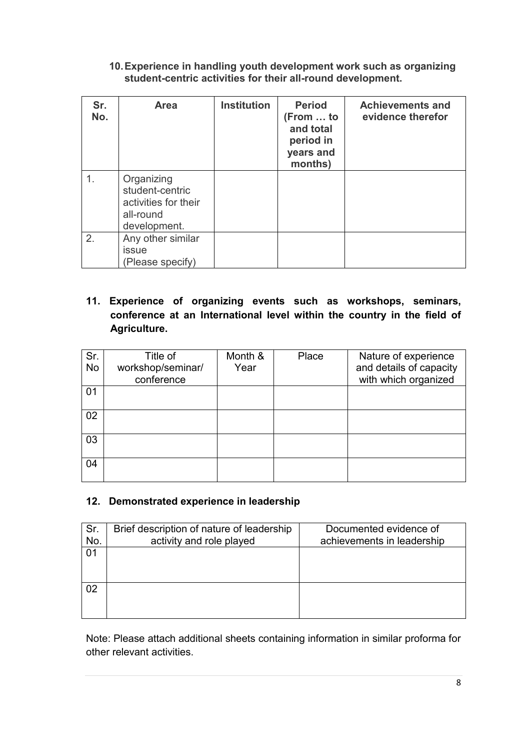**10. Experience in handling youth development work such as organizing student-centric activities for their all-round development.**

| Sr. No. | Area | Institution | Period (From … to and total period in years and months) | Achievements and evidence therefor |
|---|---|---|---|---|
| 1. | Organizing student-centric activities for their all-round development. | | | |
| 2. | Any other similar issue (Please specify) | | | |

**11. Experience of organizing events such as workshops, seminars, conference at an International level within the country in the field of Agriculture.**

| Sr. No | Title of workshop/seminar/ conference | Month & Year | Place | Nature of experience and details of capacity with which organized |
|---|---|---|---|---|
| 01 | | | | |
| 02 | | | | |
| 03 | | | | |
| 04 | | | | |

**12. Demonstrated experience in leadership**

| Sr. No. | Brief description of nature of leadership activity and role played | Documented evidence of achievements in leadership |
|---|---|---|
| 01 | | |
| 02 | | |

Note: Please attach additional sheets containing information in similar proforma for other relevant activities.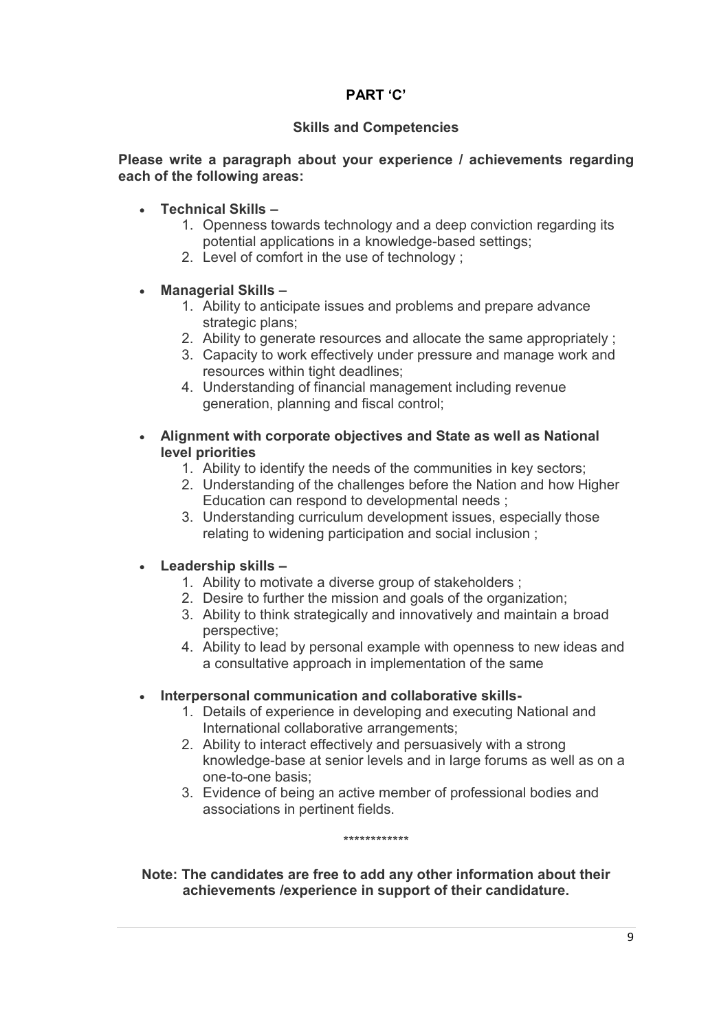## PART 'C'

### Skills and Competencies

**Please write a paragraph about your experience / achievements regarding each of the following areas:**

- **Technical Skills –**
  1. Openness towards technology and a deep conviction regarding its potential applications in a knowledge-based settings;
  2. Level of comfort in the use of technology ;

- **Managerial Skills –**
  1. Ability to anticipate issues and problems and prepare advance strategic plans;
  2. Ability to generate resources and allocate the same appropriately ;
  3. Capacity to work effectively under pressure and manage work and resources within tight deadlines;
  4. Understanding of financial management including revenue generation, planning and fiscal control;

- **Alignment with corporate objectives and State as well as National level priorities**
  1. Ability to identify the needs of the communities in key sectors;
  2. Understanding of the challenges before the Nation and how Higher Education can respond to developmental needs ;
  3. Understanding curriculum development issues, especially those relating to widening participation and social inclusion ;

- **Leadership skills –**
  1. Ability to motivate a diverse group of stakeholders ;
  2. Desire to further the mission and goals of the organization;
  3. Ability to think strategically and innovatively and maintain a broad perspective;
  4. Ability to lead by personal example with openness to new ideas and a consultative approach in implementation of the same

- **Interpersonal communication and collaborative skills-**
  1. Details of experience in developing and executing National and International collaborative arrangements;
  2. Ability to interact effectively and persuasively with a strong knowledge-base at senior levels and in large forums as well as on a one-to-one basis;
  3. Evidence of being an active member of professional bodies and associations in pertinent fields.

************

**Note: The candidates are free to add any other information about their achievements /experience in support of their candidature.**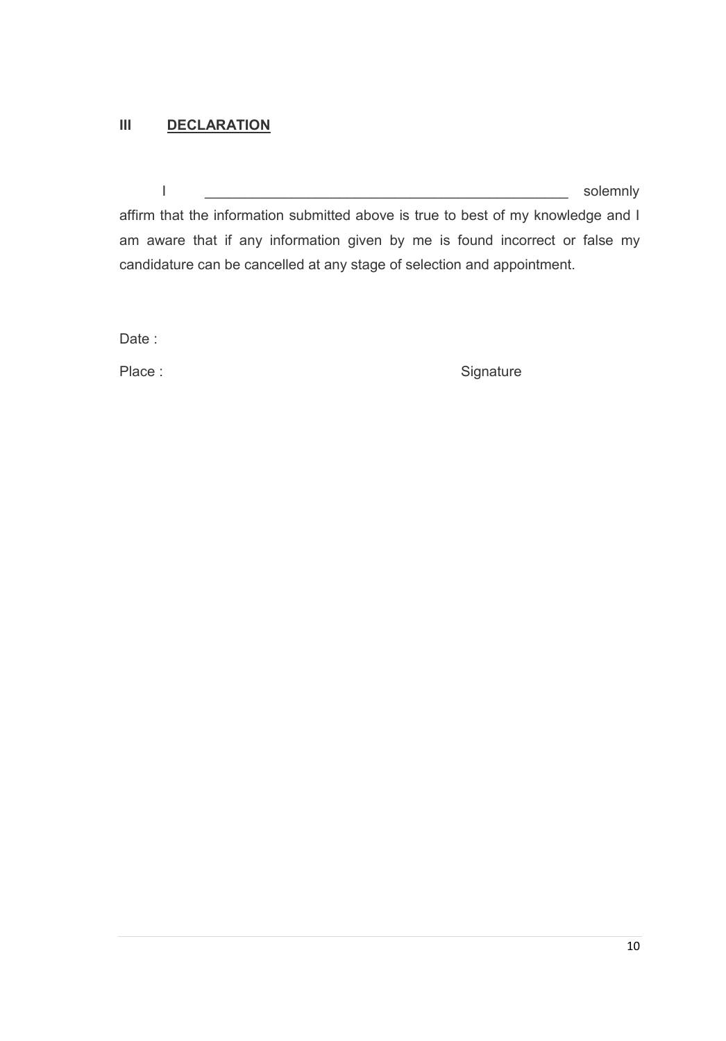## III DECLARATION

I _______________________________________________ solemnly affirm that the information submitted above is true to best of my knowledge and I am aware that if any information given by me is found incorrect or false my candidature can be cancelled at any stage of selection and appointment.

Date :

Place : Signature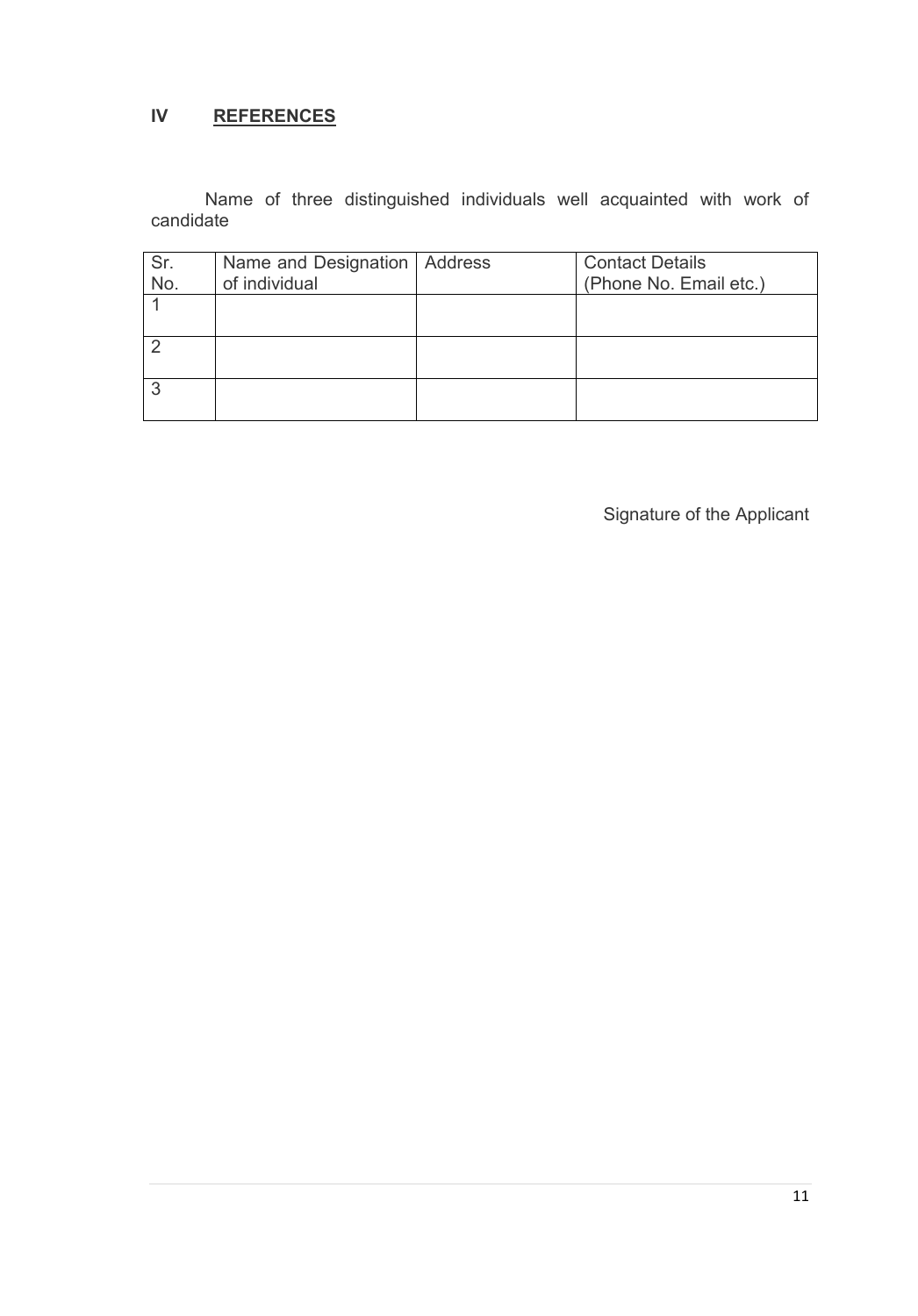## IV REFERENCES

Name of three distinguished individuals well acquainted with work of candidate

| Sr. No. | Name and Designation of individual | Address | Contact Details (Phone No. Email etc.) |
| --- | --- | --- | --- |
| 1 | | | |
| 2 | | | |
| 3 | | | |

Signature of the Applicant